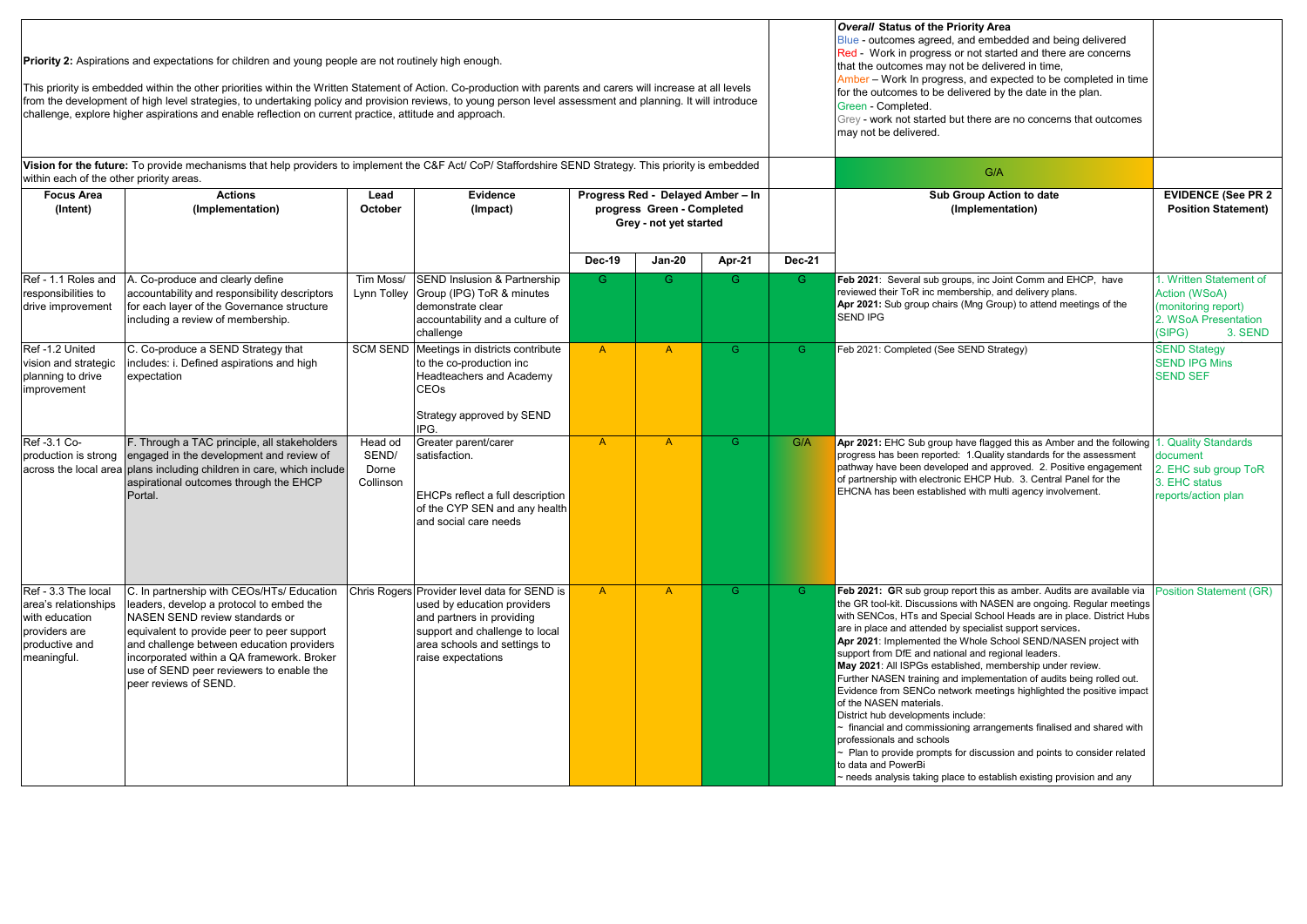**Priority 2:** Aspirations and expectations for children and young people are not routinely high enough.

This priority is embedded within the other priorities within the Written Statement of Action. Co-production with parents and carers will increase at all levels from the development of high level strategies, to undertaking policy and provision reviews, to young person level assessment and planning. It will introduce challenge, explore higher aspirations and enable reflection on current practice, attitude and approach.

***Overall* Status of the Priority Area**
Blue - outcomes agreed, and embedded and being delivered
Red - Work in progress or not started and there are concerns that the outcomes may not be delivered in time,
Amber – Work In progress, and expected to be completed in time for the outcomes to be delivered by the date in the plan.
Green - Completed.
Grey - work not started but there are no concerns that outcomes may not be delivered.

**Vision for the future:** To provide mechanisms that help providers to implement the C&F Act/ CoP/ Staffordshire SEND Strategy. This priority is embedded within each of the other priority areas.

G/A

| Focus Area (Intent) | Actions (Implementation) | Lead October | Evidence (Impact) | Progress Red - Delayed Amber – In progress Green - Completed Grey - not yet started | | | | Sub Group Action to date (Implementation) | EVIDENCE (See PR 2 Position Statement) |
|---|---|---|---|---|---|---|---|---|---|
| | | | | Dec-19 | Jan-20 | Apr-21 | Dec-21 | | |
| Ref - 1.1 Roles and responsibilities to drive improvement | A. Co-produce and clearly define accountability and responsibility descriptors for each layer of the Governance structure including a review of membership. | Tim Moss/ Lynn Tolley | SEND Inslusion & Partnership Group (IPG) ToR & minutes demonstrate clear accountability and a culture of challenge | G | G | G | G | **Feb 2021**: Several sub groups, inc Joint Comm and EHCP, have reviewed their ToR inc membership, and delivery plans. **Apr 2021:** Sub group chairs (Mng Group) to attend meetings of the SEND IPG | 1. Written Statement of Action (WSoA) (monitoring report) 2. WSoA Presentation (SIPG) 3. SEND |
| Ref -1.2 United vision and strategic planning to drive improvement | C. Co-produce a SEND Strategy that includes: i. Defined aspirations and high expectation | SCM SEND | Meetings in districts contribute to the co-production inc Headteachers and Academy CEOs<br><br>Strategy approved by SEND IPG. | A | A | G | G | Feb 2021: Completed (See SEND Strategy) | SEND Stategy SEND IPG Mins SEND SEF |
| Ref -3.1 Co-production is strong across the local area | F. Through a TAC principle, all stakeholders engaged in the development and review of plans including children in care, which include aspirational outcomes through the EHCP Portal. | Head od SEND/ Dorne Collinson | Greater parent/carer satisfaction.<br><br>EHCPs reflect a full description of the CYP SEN and any health and social care needs | A | A | G | G/A | **Apr 2021:** EHC Sub group have flagged this as Amber and the following progress has been reported: 1.Quality standards for the assessment pathway have been developed and approved. 2. Positive engagement of partnership with electronic EHCP Hub. 3. Central Panel for the EHCNA has been established with multi agency involvement. | 1. Quality Standards document 2. EHC sub group ToR 3. EHC status reports/action plan |
| Ref - 3.3 The local area's relationships with education providers are productive and meaningful. | C. In partnership with CEOs/HTs/ Education leaders, develop a protocol to embed the NASEN SEND review standards or equivalent to provide peer to peer support and challenge between education providers incorporated within a QA framework. Broker use of SEND peer reviewers to enable the peer reviews of SEND. | Chris Rogers | Provider level data for SEND is used by education providers and partners in providing support and challenge to local area schools and settings to raise expectations | A | A | G | G | **Feb 2021: G**R sub group report this as amber. Audits are available via the GR tool-kit. Discussions with NASEN are ongoing. Regular meetings with SENCos, HTs and Special School Heads are in place. District Hubs are in place and attended by specialist support services**.** **Apr 2021**: Implemented the Whole School SEND/NASEN project with support from DfE and national and regional leaders. **May 2021**: All ISPGs established, membership under review. Further NASEN training and implementation of audits being rolled out. Evidence from SENCo network meetings highlighted the positive impact of the NASEN materials. District hub developments include: ~ financial and commissioning arrangements finalised and shared with professionals and schools ~ Plan to provide prompts for discussion and points to consider related to data and PowerBi ~ needs analysis taking place to establish existing provision and any | Position Statement (GR) |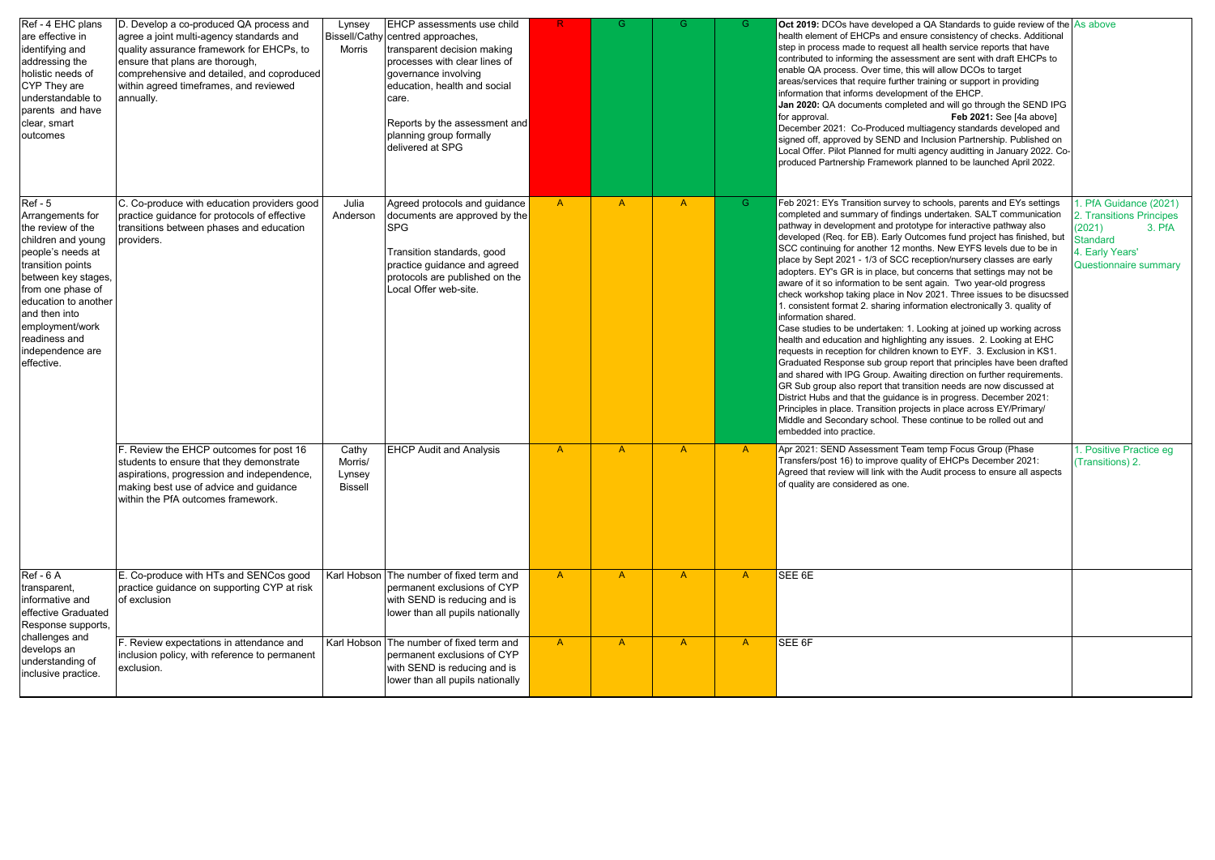| | | | | | | | | | |
|---|---|---|---|---|---|---|---|---|---|
| Ref - 4 EHC plans are effective in identifying and addressing the holistic needs of CYP They are understandable to parents and have clear, smart outcomes | D. Develop a co-produced QA process and agree a joint multi-agency standards and quality assurance framework for EHCPs, to ensure that plans are thorough, comprehensive and detailed, and coproduced within agreed timeframes, and reviewed annually. | Lynsey Bissell/Cathy Morris | EHCP assessments use child centred approaches, transparent decision making processes with clear lines of governance involving education, health and social care.<br><br>Reports by the assessment and planning group formally delivered at SPG | R | G | G | G | **Oct 2019:** DCOs have developed a QA Standards to guide review of the health element of EHCPs and ensure consistency of checks. Additional step in process made to request all health service reports that have contributed to informing the assessment are sent with draft EHCPs to enable QA process. Over time, this will allow DCOs to target areas/services that require further training or support in providing information that informs development of the EHCP.<br>**Jan 2020:** QA documents completed and will go through the SEND IPG for approval. **Feb 2021:** See [4a above]<br>December 2021: Co-Produced multiagency standards developed and signed off, approved by SEND and Inclusion Partnership. Published on Local Offer. Pilot Planned for multi agency auditting in January 2022. Co-produced Partnership Framework planned to be launched April 2022. | As above |
| Ref - 5 Arrangements for the review of the children and young people's needs at transition points between key stages, from one phase of education to another and then into employment/work readiness and independence are effective. | C. Co-produce with education providers good practice guidance for protocols of effective transitions between phases and education providers. | Julia Anderson | Agreed protocols and guidance documents are approved by the SPG<br><br>Transition standards, good practice guidance and agreed protocols are published on the Local Offer web-site. | A | A | A | G | Feb 2021: EYs Transition survey to schools, parents and EYs settings completed and summary of findings undertaken. SALT communication pathway in development and prototype for interactive pathway also developed (Req. for EB). Early Outcomes fund project has finished, but SCC continuing for another 12 months. New EYFS levels due to be in place by Sept 2021 - 1/3 of SCC reception/nursery classes are early adopters. EY's GR is in place, but concerns that settings may not be aware of it so information to be sent again. Two year-old progress check workshop taking place in Nov 2021. Three issues to be disucssed 1. consistent format 2. sharing information electronically 3. quality of information shared.<br>Case studies to be undertaken: 1. Looking at joined up working across health and education and highlighting any issues. 2. Looking at EHC requests in reception for children known to EYF. 3. Exclusion in KS1. Graduated Response sub group report that principles have been drafted and shared with IPG Group. Awaiting direction on further requirements. GR Sub group also report that transition needs are now discussed at District Hubs and that the guidance is in progress. December 2021: Principles in place. Transition projects in place across EY/Primary/ Middle and Secondary school. These continue to be rolled out and embedded into practice. | 1. PfA Guidance (2021) 2. Transitions Principes (2021) 3. PfA Standard 4. Early Years' Questionnaire summary |
| | F. Review the EHCP outcomes for post 16 students to ensure that they demonstrate aspirations, progression and independence, making best use of advice and guidance within the PfA outcomes framework. | Cathy Morris/ Lynsey Bissell | EHCP Audit and Analysis | A | A | A | A | Apr 2021: SEND Assessment Team temp Focus Group (Phase Transfers/post 16) to improve quality of EHCPs December 2021: Agreed that review will link with the Audit process to ensure all aspects of quality are considered as one. | 1. Positive Practice eg (Transitions) 2. |
| Ref - 6 A transparent, informative and effective Graduated Response supports, challenges and develops an understanding of inclusive practice. | E. Co-produce with HTs and SENCos good practice guidance on supporting CYP at risk of exclusion | Karl Hobson | The number of fixed term and permanent exclusions of CYP with SEND is reducing and is lower than all pupils nationally | A | A | A | A | SEE 6E | |
| | F. Review expectations in attendance and inclusion policy, with reference to permanent exclusion. | Karl Hobson | The number of fixed term and permanent exclusions of CYP with SEND is reducing and is lower than all pupils nationally | A | A | A | A | SEE 6F | |